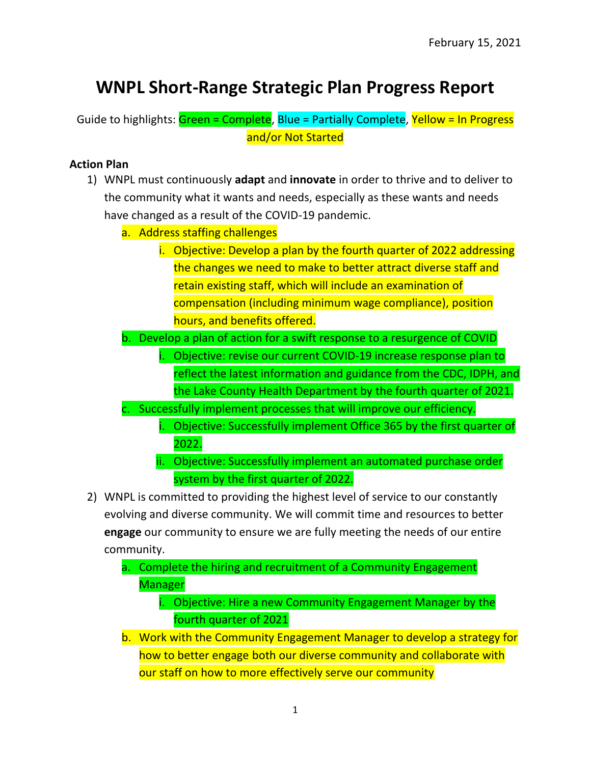February 15, 2021

# WNPL Short-Range Strategic Plan Progress Report

Guide to highlights: Green = Complete, Blue = Partially Complete, Yellow = In Progress and/or Not Started

**Action Plan**

1) WNPL must continuously **adapt** and **innovate** in order to thrive and to deliver to the community what it wants and needs, especially as these wants and needs have changed as a result of the COVID-19 pandemic.
   a. Address staffing challenges
      i. Objective: Develop a plan by the fourth quarter of 2022 addressing the changes we need to make to better attract diverse staff and retain existing staff, which will include an examination of compensation (including minimum wage compliance), position hours, and benefits offered.
   b. Develop a plan of action for a swift response to a resurgence of COVID
      i. Objective: revise our current COVID-19 increase response plan to reflect the latest information and guidance from the CDC, IDPH, and the Lake County Health Department by the fourth quarter of 2021.
   c. Successfully implement processes that will improve our efficiency.
      i. Objective: Successfully implement Office 365 by the first quarter of 2022.
      ii. Objective: Successfully implement an automated purchase order system by the first quarter of 2022.
2) WNPL is committed to providing the highest level of service to our constantly evolving and diverse community. We will commit time and resources to better **engage** our community to ensure we are fully meeting the needs of our entire community.
   a. Complete the hiring and recruitment of a Community Engagement Manager
      i. Objective: Hire a new Community Engagement Manager by the fourth quarter of 2021
   b. Work with the Community Engagement Manager to develop a strategy for how to better engage both our diverse community and collaborate with our staff on how to more effectively serve our community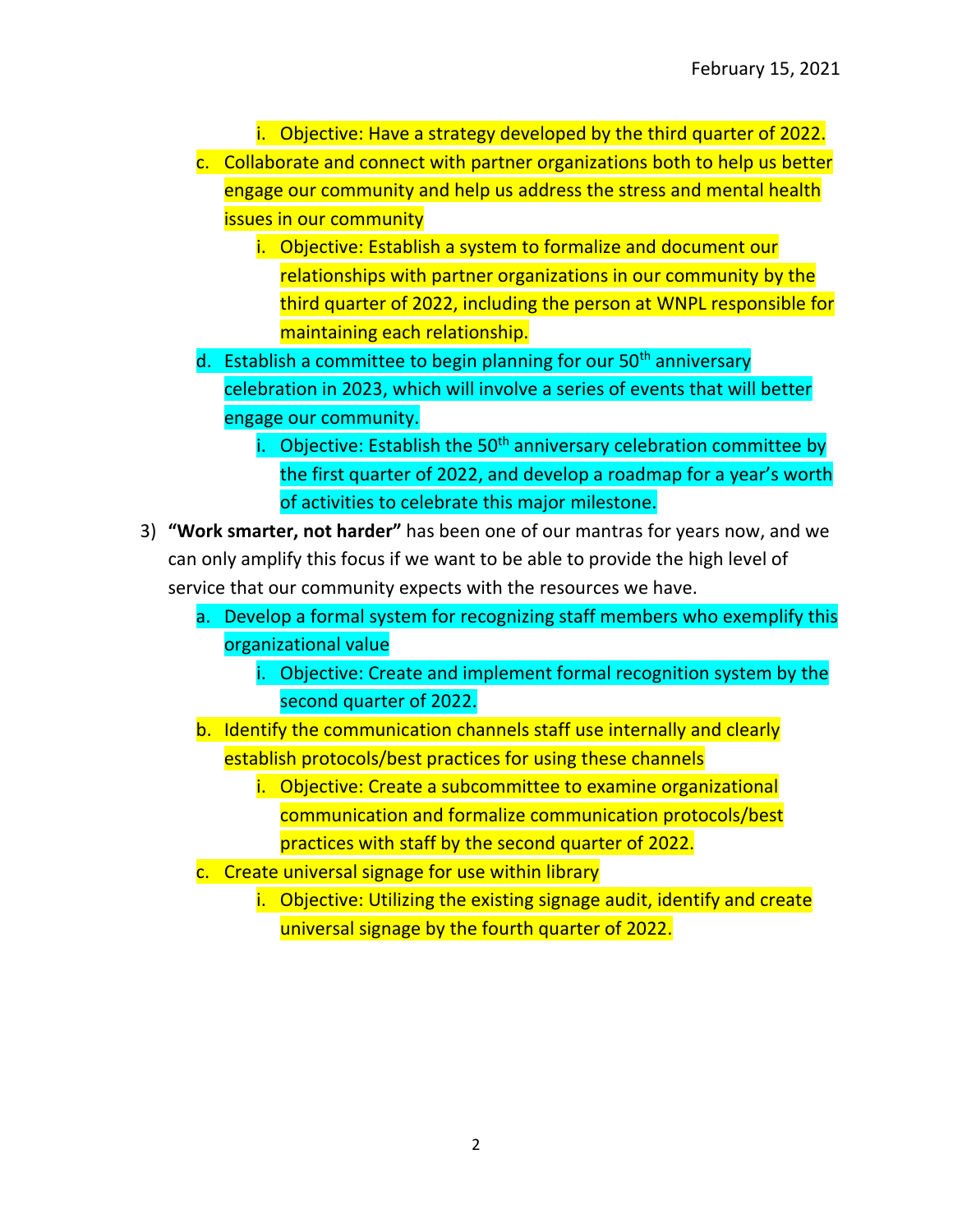February 15, 2021

        i. Objective: Have a strategy developed by the third quarter of 2022.

   c. Collaborate and connect with partner organizations both to help us better engage our community and help us address the stress and mental health issues in our community
        i. Objective: Establish a system to formalize and document our relationships with partner organizations in our community by the third quarter of 2022, including the person at WNPL responsible for maintaining each relationship.
   d. Establish a committee to begin planning for our 50th anniversary celebration in 2023, which will involve a series of events that will better engage our community.
        i. Objective: Establish the 50th anniversary celebration committee by the first quarter of 2022, and develop a roadmap for a year's worth of activities to celebrate this major milestone.

3) **"Work smarter, not harder"** has been one of our mantras for years now, and we can only amplify this focus if we want to be able to provide the high level of service that our community expects with the resources we have.
   a. Develop a formal system for recognizing staff members who exemplify this organizational value
        i. Objective: Create and implement formal recognition system by the second quarter of 2022.
   b. Identify the communication channels staff use internally and clearly establish protocols/best practices for using these channels
        i. Objective: Create a subcommittee to examine organizational communication and formalize communication protocols/best practices with staff by the second quarter of 2022.
   c. Create universal signage for use within library
        i. Objective: Utilizing the existing signage audit, identify and create universal signage by the fourth quarter of 2022.